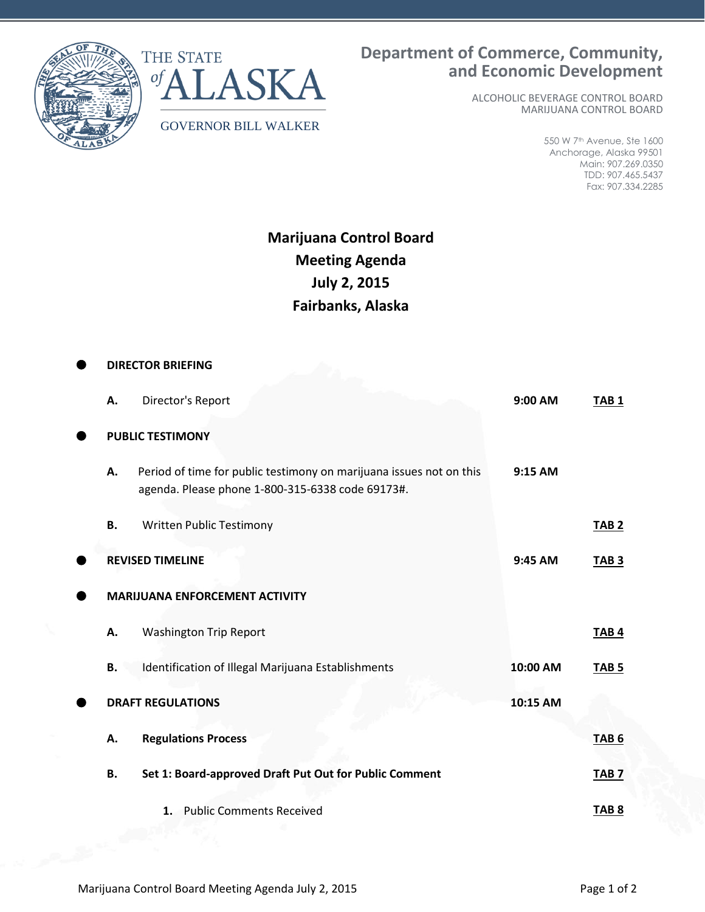THE STATE of ALASKA

GOVERNOR BILL WALKER

**Department of Commerce, Community, and Economic Development**

ALCOHOLIC BEVERAGE CONTROL BOARD
MARIJUANA CONTROL BOARD

550 W 7th Avenue, Ste 1600
Anchorage, Alaska 99501
Main: 907.269.0350
TDD: 907.465.5437
Fax: 907.334.2285

# Marijuana Control Board Meeting Agenda
## July 2, 2015
## Fairbanks, Alaska

- **DIRECTOR BRIEFING**
  - **A.** Director's Report — **9:00 AM** — **TAB 1**
- **PUBLIC TESTIMONY**
  - **A.** Period of time for public testimony on marijuana issues not on this agenda. Please phone 1-800-315-6338 code 69173#. — **9:15 AM**
  - **B.** Written Public Testimony — **TAB 2**
- **REVISED TIMELINE** — **9:45 AM** — **TAB 3**
- **MARIJUANA ENFORCEMENT ACTIVITY**
  - **A.** Washington Trip Report — **TAB 4**
  - **B.** Identification of Illegal Marijuana Establishments — **10:00 AM** — **TAB 5**
- **DRAFT REGULATIONS** — **10:15 AM**
  - **A.** **Regulations Process** — **TAB 6**
  - **B.** **Set 1: Board-approved Draft Put Out for Public Comment** — **TAB 7**
    1. Public Comments Received — **TAB 8**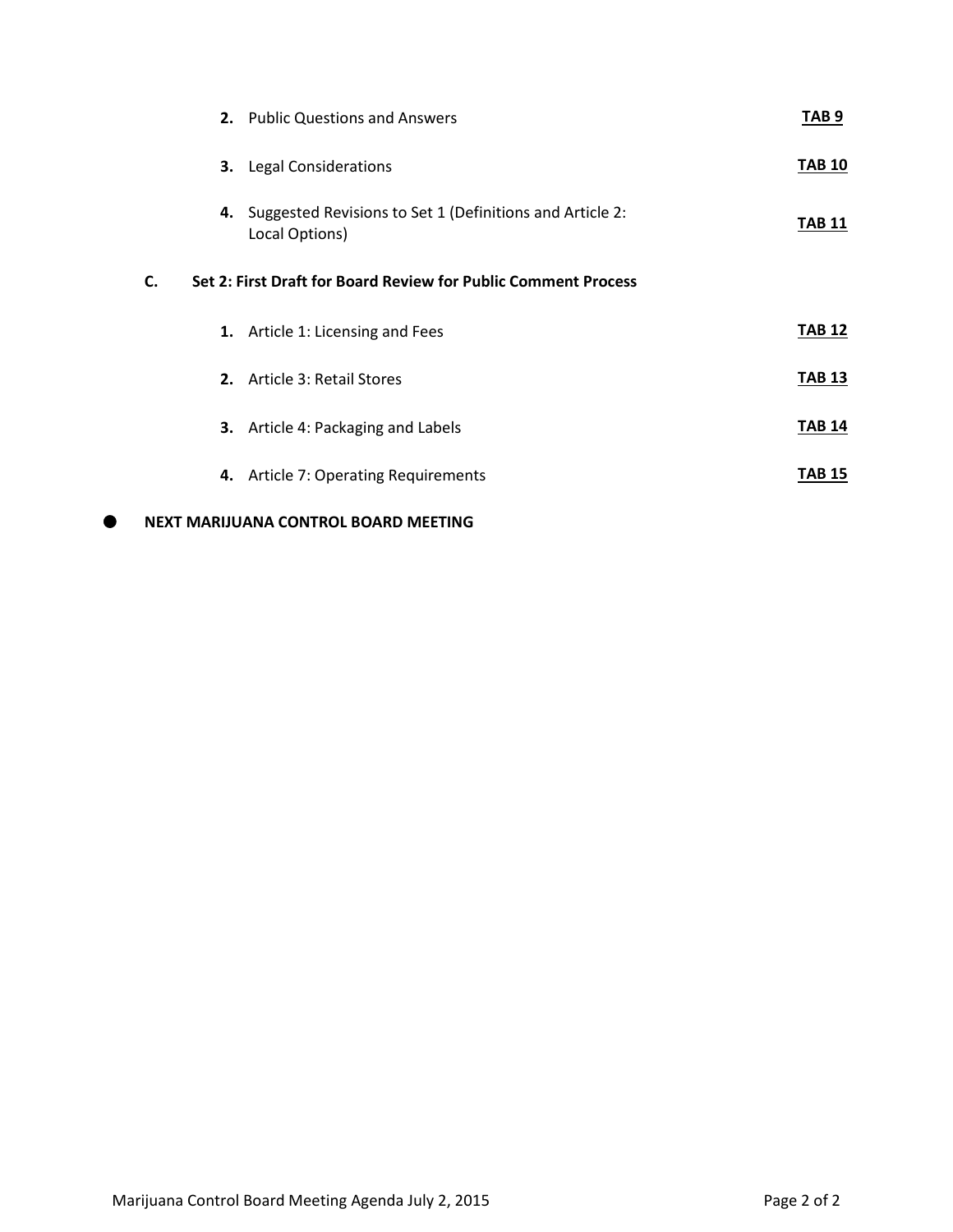2. Public Questions and Answers **TAB 9**

3. Legal Considerations **TAB 10**

4. Suggested Revisions to Set 1 (Definitions and Article 2: Local Options) **TAB 11**

**C. Set 2: First Draft for Board Review for Public Comment Process**

1. Article 1: Licensing and Fees **TAB 12**

2. Article 3: Retail Stores **TAB 13**

3. Article 4: Packaging and Labels **TAB 14**

4. Article 7: Operating Requirements **TAB 15**

- **NEXT MARIJUANA CONTROL BOARD MEETING**